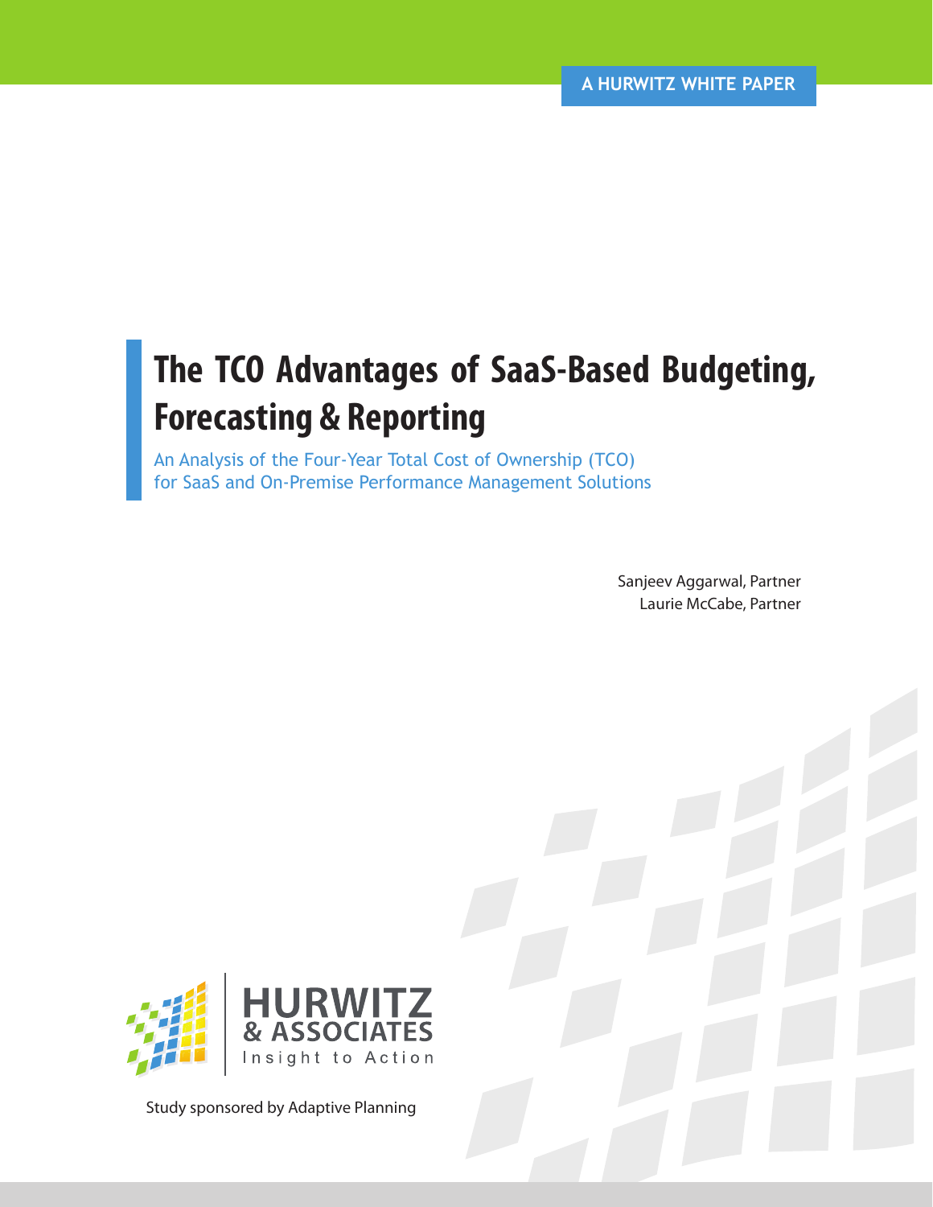A HURWITZ WHITE PAPER

# The TCO Advantages of SaaS-Based Budgeting, Forecasting & Reporting

An Analysis of the Four-Year Total Cost of Ownership (TCO) for SaaS and On-Premise Performance Management Solutions

Sanjeev Aggarwal, Partner
Laurie McCabe, Partner

HURWITZ & ASSOCIATES
Insight to Action

Study sponsored by Adaptive Planning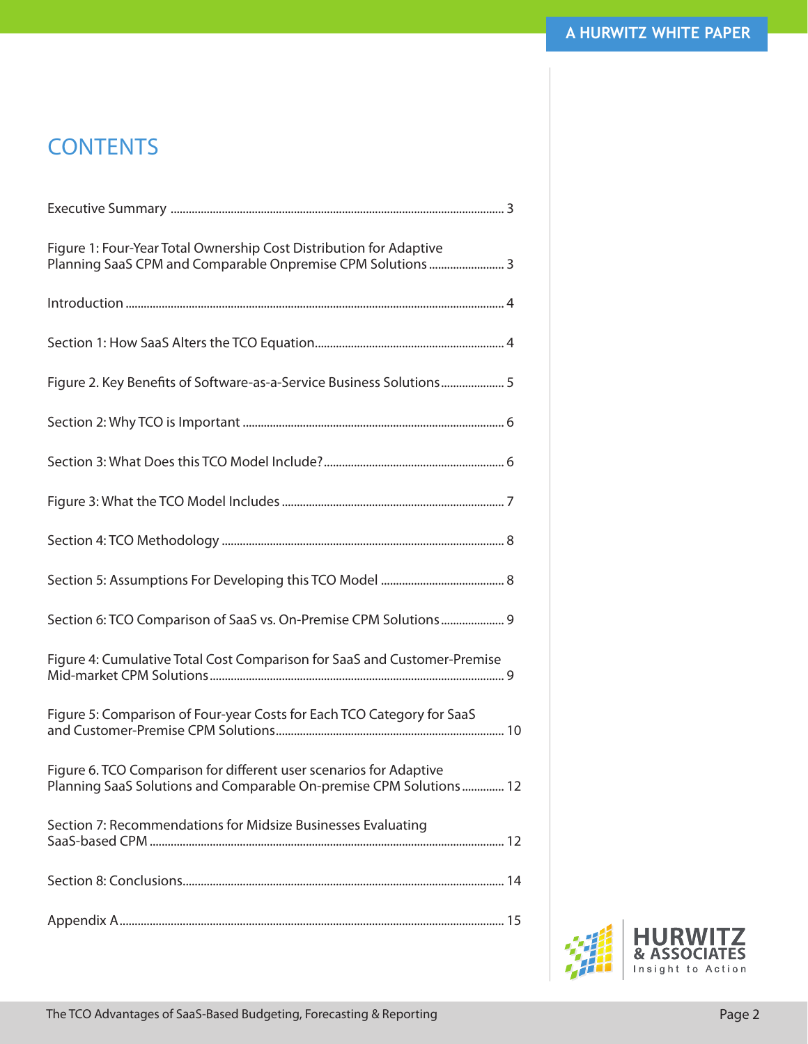# CONTENTS

Executive Summary ............................................................................................................ 3

Figure 1: Four-Year Total Ownership Cost Distribution for Adaptive Planning SaaS CPM and Comparable Onpremise CPM Solutions ......................... 3

Introduction ........................................................................................................................ 4

Section 1: How SaaS Alters the TCO Equation............................................................... 4

Figure 2. Key Benefits of Software-as-a-Service Business Solutions..................... 5

Section 2: Why TCO is Important ...................................................................................... 6

Section 3: What Does this TCO Model Include?............................................................ 6

Figure 3: What the TCO Model Includes ......................................................................... 7

Section 4: TCO Methodology ............................................................................................ 8

Section 5: Assumptions For Developing this TCO Model ......................................... 8

Section 6: TCO Comparison of SaaS vs. On-Premise CPM Solutions ..................... 9

Figure 4: Cumulative Total Cost Comparison for SaaS and Customer-Premise Mid-market CPM Solutions ................................................................................................ 9

Figure 5: Comparison of Four-year Costs for Each TCO Category for SaaS and Customer-Premise CPM Solutions.......................................................................... 10

Figure 6. TCO Comparison for different user scenarios for Adaptive Planning SaaS Solutions and Comparable On-premise CPM Solutions .............. 12

Section 7: Recommendations for Midsize Businesses Evaluating SaaS-based CPM ................................................................................................................... 12

Section 8: Conclusions......................................................................................................... 14

Appendix A.............................................................................................................................. 15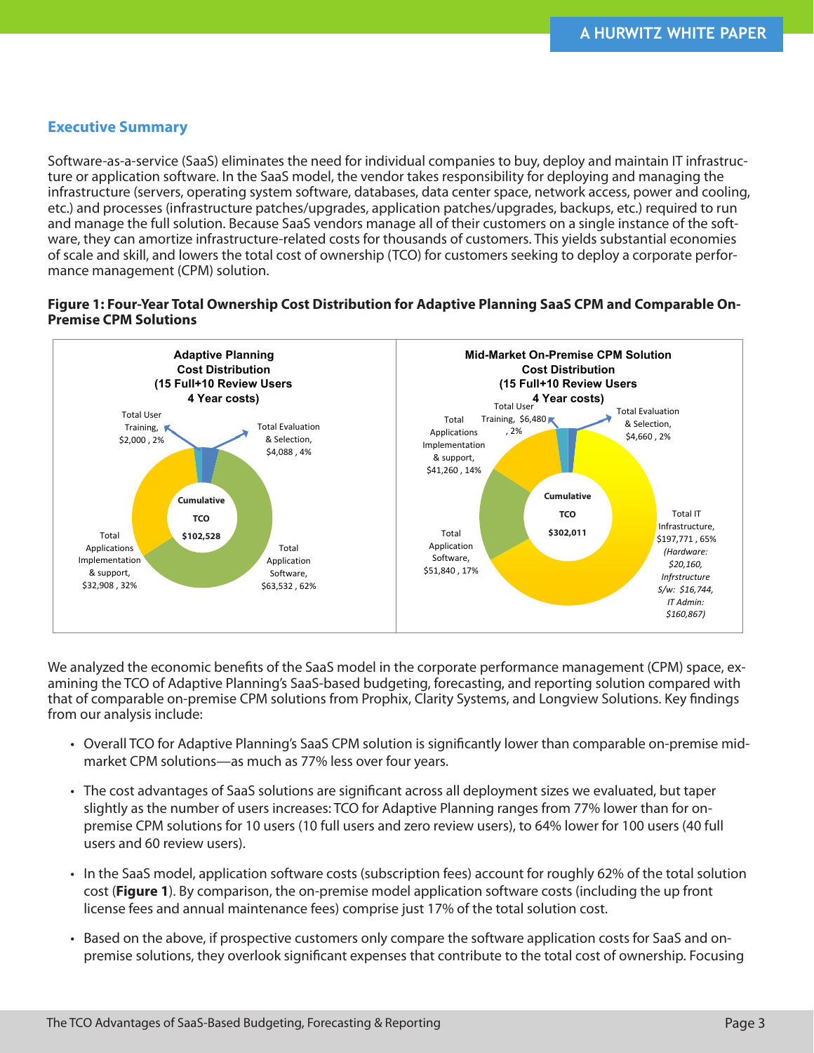## Executive Summary

Software-as-a-service (SaaS) eliminates the need for individual companies to buy, deploy and maintain IT infrastructure or application software. In the SaaS model, the vendor takes responsibility for deploying and managing the infrastructure (servers, operating system software, databases, data center space, network access, power and cooling, etc.) and processes (infrastructure patches/upgrades, application patches/upgrades, backups, etc.) required to run and manage the full solution. Because SaaS vendors manage all of their customers on a single instance of the software, they can amortize infrastructure-related costs for thousands of customers. This yields substantial economies of scale and skill, and lowers the total cost of ownership (TCO) for customers seeking to deploy a corporate performance management (CPM) solution.

**Figure 1: Four-Year Total Ownership Cost Distribution for Adaptive Planning SaaS CPM and Comparable On-Premise CPM Solutions**

**Adaptive Planning Cost Distribution (15 Full+10 Review Users 4 Year costs)**

Total User Training, $2,000 , 2%
Total Evaluation & Selection, $4,088 , 4%
Cumulative TCO $102,528
Total Applications Implementation & support, $32,908 , 32%
Total Application Software, $63,532 , 62%

**Mid-Market On-Premise CPM Solution Cost Distribution (15 Full+10 Review Users 4 Year costs)**

Total User Training, $6,480 , 2%
Total Evaluation & Selection, $4,660 , 2%
Total Applications Implementation & support, $41,260 , 14%
Cumulative TCO $302,011
Total Application Software, $51,840 , 17%
Total IT Infrastructure, $197,771 , 65% *(Hardware: $20,160, Infrstructure S/w: $16,744, IT Admin: $160,867)*

We analyzed the economic benefits of the SaaS model in the corporate performance management (CPM) space, examining the TCO of Adaptive Planning's SaaS-based budgeting, forecasting, and reporting solution compared with that of comparable on-premise CPM solutions from Prophix, Clarity Systems, and Longview Solutions. Key findings from our analysis include:

- Overall TCO for Adaptive Planning's SaaS CPM solution is significantly lower than comparable on-premise mid-market CPM solutions—as much as 77% less over four years.
- The cost advantages of SaaS solutions are significant across all deployment sizes we evaluated, but taper slightly as the number of users increases: TCO for Adaptive Planning ranges from 77% lower than for on-premise CPM solutions for 10 users (10 full users and zero review users), to 64% lower for 100 users (40 full users and 60 review users).
- In the SaaS model, application software costs (subscription fees) account for roughly 62% of the total solution cost (**Figure 1**). By comparison, the on-premise model application software costs (including the up front license fees and annual maintenance fees) comprise just 17% of the total solution cost.
- Based on the above, if prospective customers only compare the software application costs for SaaS and on-premise solutions, they overlook significant expenses that contribute to the total cost of ownership. Focusing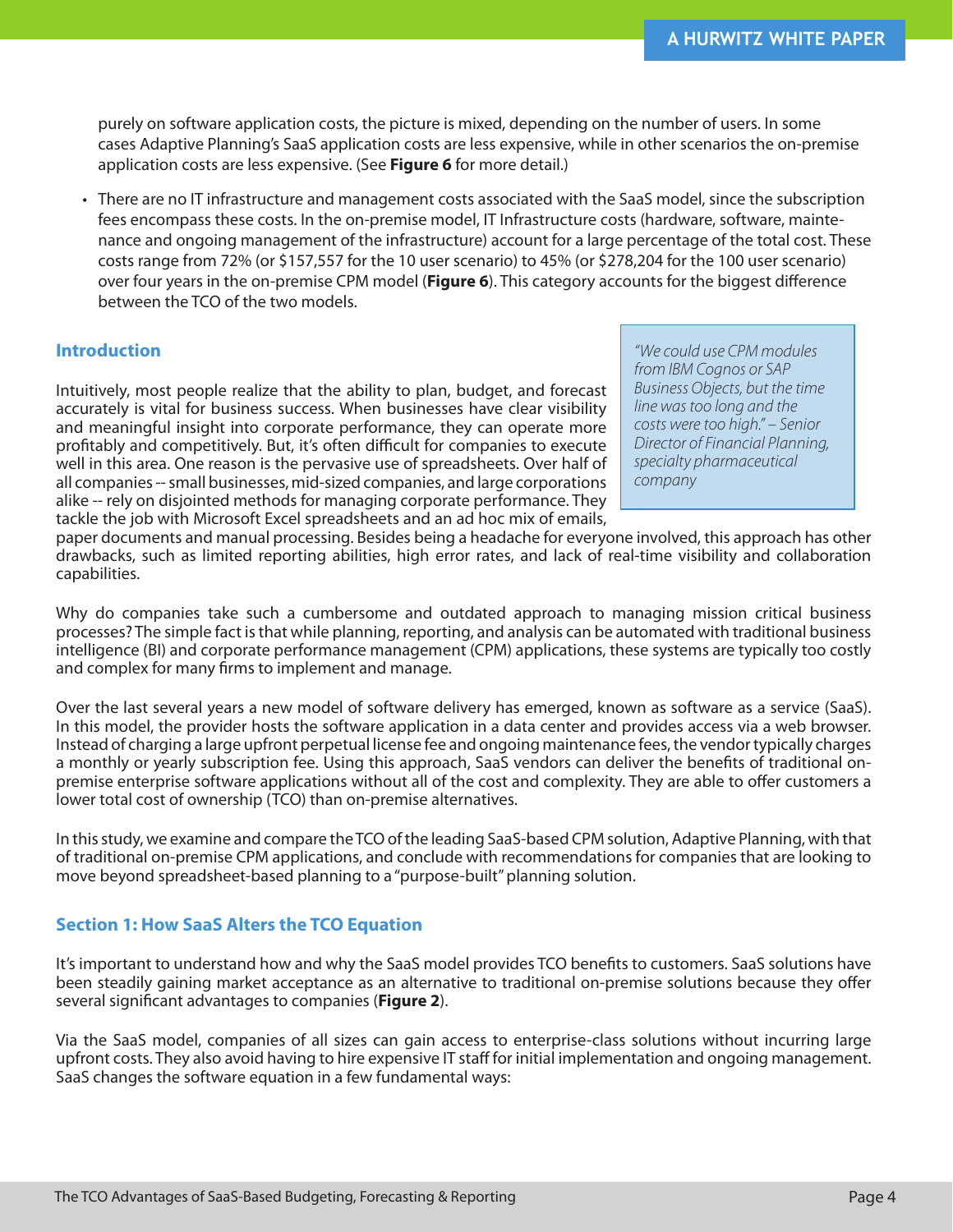purely on software application costs, the picture is mixed, depending on the number of users. In some cases Adaptive Planning's SaaS application costs are less expensive, while in other scenarios the on-premise application costs are less expensive. (See **Figure 6** for more detail.)

- There are no IT infrastructure and management costs associated with the SaaS model, since the subscription fees encompass these costs. In the on-premise model, IT Infrastructure costs (hardware, software, maintenance and ongoing management of the infrastructure) account for a large percentage of the total cost. These costs range from 72% (or $157,557 for the 10 user scenario) to 45% (or $278,204 for the 100 user scenario) over four years in the on-premise CPM model (**Figure 6**). This category accounts for the biggest difference between the TCO of the two models.

## Introduction

*"We could use CPM modules from IBM Cognos or SAP Business Objects, but the time line was too long and the costs were too high." – Senior Director of Financial Planning, specialty pharmaceutical company*

Intuitively, most people realize that the ability to plan, budget, and forecast accurately is vital for business success. When businesses have clear visibility and meaningful insight into corporate performance, they can operate more profitably and competitively. But, it's often difficult for companies to execute well in this area. One reason is the pervasive use of spreadsheets. Over half of all companies -- small businesses, mid-sized companies, and large corporations alike -- rely on disjointed methods for managing corporate performance. They tackle the job with Microsoft Excel spreadsheets and an ad hoc mix of emails, paper documents and manual processing. Besides being a headache for everyone involved, this approach has other drawbacks, such as limited reporting abilities, high error rates, and lack of real-time visibility and collaboration capabilities.

Why do companies take such a cumbersome and outdated approach to managing mission critical business processes? The simple fact is that while planning, reporting, and analysis can be automated with traditional business intelligence (BI) and corporate performance management (CPM) applications, these systems are typically too costly and complex for many firms to implement and manage.

Over the last several years a new model of software delivery has emerged, known as software as a service (SaaS). In this model, the provider hosts the software application in a data center and provides access via a web browser. Instead of charging a large upfront perpetual license fee and ongoing maintenance fees, the vendor typically charges a monthly or yearly subscription fee. Using this approach, SaaS vendors can deliver the benefits of traditional on-premise enterprise software applications without all of the cost and complexity. They are able to offer customers a lower total cost of ownership (TCO) than on-premise alternatives.

In this study, we examine and compare the TCO of the leading SaaS-based CPM solution, Adaptive Planning, with that of traditional on-premise CPM applications, and conclude with recommendations for companies that are looking to move beyond spreadsheet-based planning to a "purpose-built" planning solution.

## Section 1: How SaaS Alters the TCO Equation

It's important to understand how and why the SaaS model provides TCO benefits to customers. SaaS solutions have been steadily gaining market acceptance as an alternative to traditional on-premise solutions because they offer several significant advantages to companies (**Figure 2**).

Via the SaaS model, companies of all sizes can gain access to enterprise-class solutions without incurring large upfront costs. They also avoid having to hire expensive IT staff for initial implementation and ongoing management. SaaS changes the software equation in a few fundamental ways: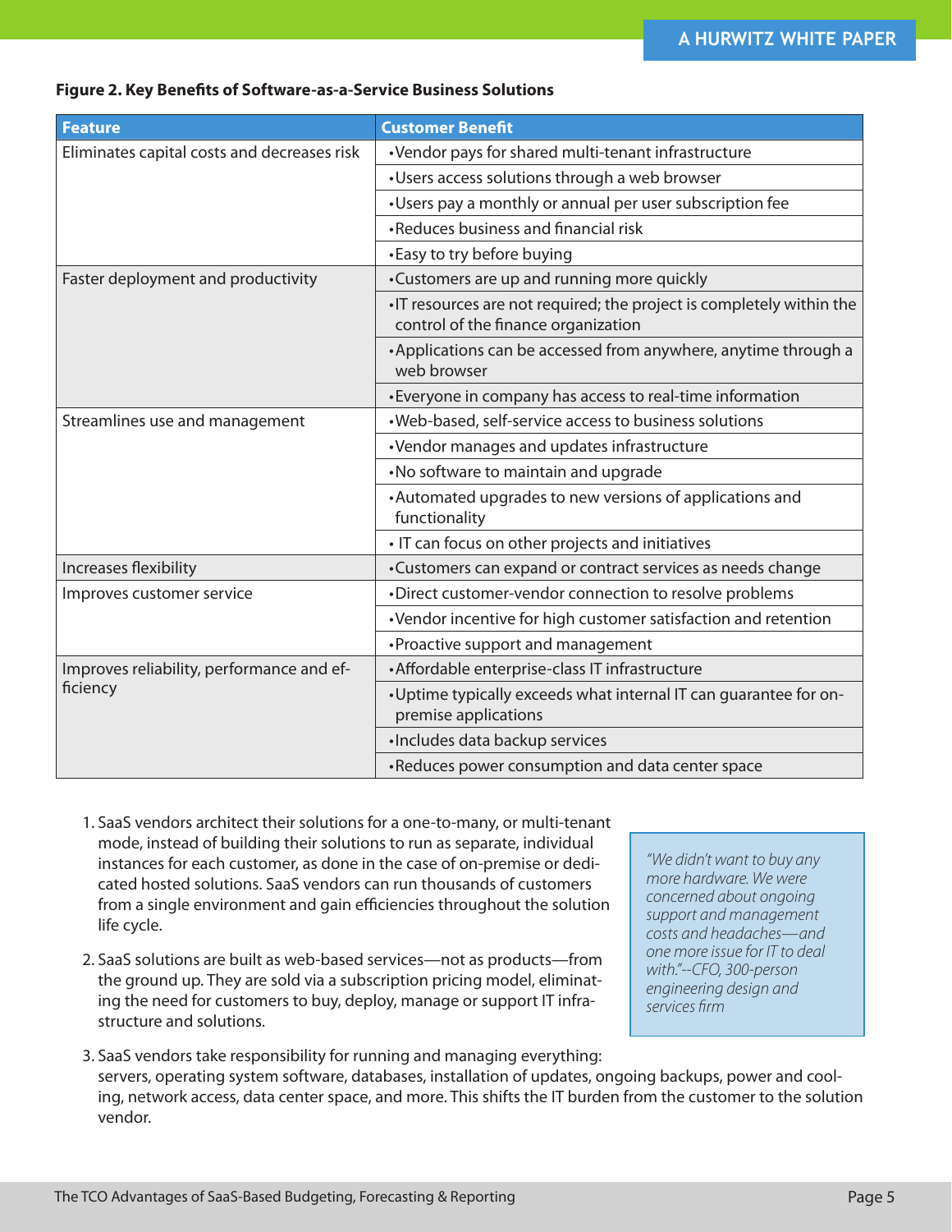**Figure 2. Key Benefits of Software-as-a-Service Business Solutions**

| Feature | Customer Benefit |
|---|---|
| Eliminates capital costs and decreases risk | •Vendor pays for shared multi-tenant infrastructure |
| | •Users access solutions through a web browser |
| | •Users pay a monthly or annual per user subscription fee |
| | •Reduces business and financial risk |
| | •Easy to try before buying |
| Faster deployment and productivity | •Customers are up and running more quickly |
| | •IT resources are not required; the project is completely within the control of the finance organization |
| | •Applications can be accessed from anywhere, anytime through a web browser |
| | •Everyone in company has access to real-time information |
| Streamlines use and management | •Web-based, self-service access to business solutions |
| | •Vendor manages and updates infrastructure |
| | •No software to maintain and upgrade |
| | •Automated upgrades to new versions of applications and functionality |
| | • IT can focus on other projects and initiatives |
| Increases flexibility | •Customers can expand or contract services as needs change |
| Improves customer service | •Direct customer-vendor connection to resolve problems |
| | •Vendor incentive for high customer satisfaction and retention |
| | •Proactive support and management |
| Improves reliability, performance and efficiency | •Affordable enterprise-class IT infrastructure |
| | •Uptime typically exceeds what internal IT can guarantee for on-premise applications |
| | •Includes data backup services |
| | •Reduces power consumption and data center space |

1. SaaS vendors architect their solutions for a one-to-many, or multi-tenant mode, instead of building their solutions to run as separate, individual instances for each customer, as done in the case of on-premise or dedicated hosted solutions. SaaS vendors can run thousands of customers from a single environment and gain efficiencies throughout the solution life cycle.
2. SaaS solutions are built as web-based services—not as products—from the ground up. They are sold via a subscription pricing model, eliminating the need for customers to buy, deploy, manage or support IT infrastructure and solutions.
3. SaaS vendors take responsibility for running and managing everything: servers, operating system software, databases, installation of updates, ongoing backups, power and cooling, network access, data center space, and more. This shifts the IT burden from the customer to the solution vendor.

*"We didn't want to buy any more hardware. We were concerned about ongoing support and management costs and headaches—and one more issue for IT to deal with."--CFO, 300-person engineering design and services firm*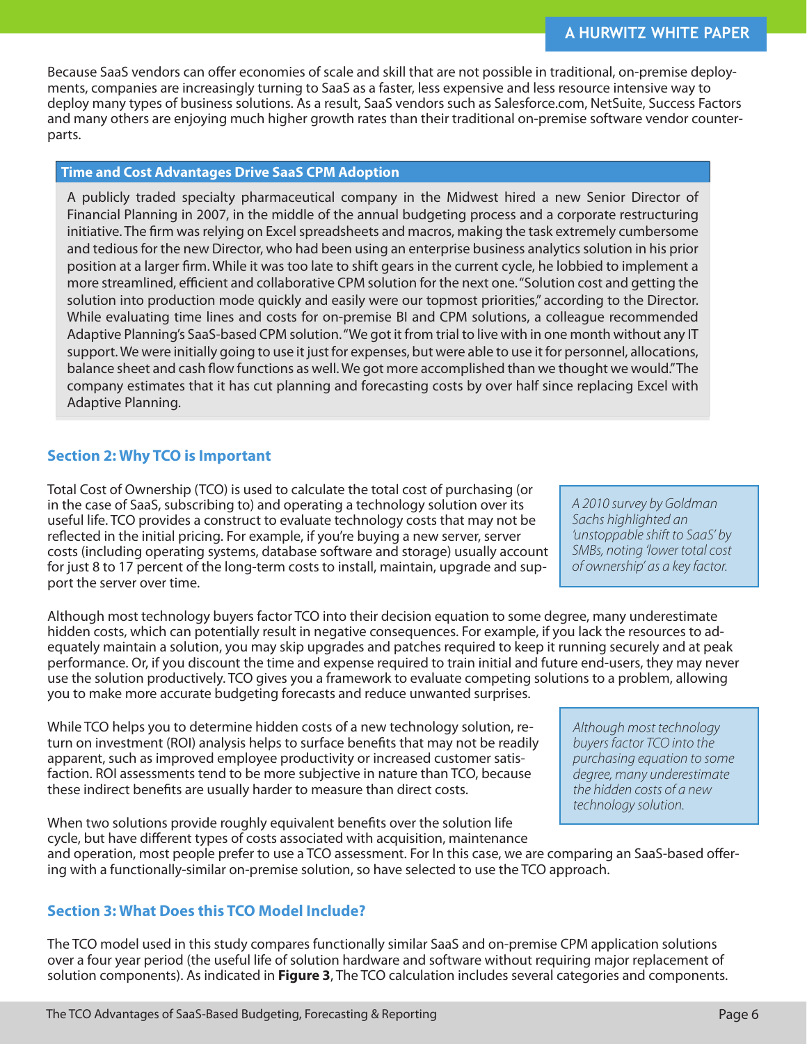Because SaaS vendors can offer economies of scale and skill that are not possible in traditional, on-premise deployments, companies are increasingly turning to SaaS as a faster, less expensive and less resource intensive way to deploy many types of business solutions. As a result, SaaS vendors such as Salesforce.com, NetSuite, Success Factors and many others are enjoying much higher growth rates than their traditional on-premise software vendor counterparts.

> **Time and Cost Advantages Drive SaaS CPM Adoption**
>
> A publicly traded specialty pharmaceutical company in the Midwest hired a new Senior Director of Financial Planning in 2007, in the middle of the annual budgeting process and a corporate restructuring initiative. The firm was relying on Excel spreadsheets and macros, making the task extremely cumbersome and tedious for the new Director, who had been using an enterprise business analytics solution in his prior position at a larger firm. While it was too late to shift gears in the current cycle, he lobbied to implement a more streamlined, efficient and collaborative CPM solution for the next one. "Solution cost and getting the solution into production mode quickly and easily were our topmost priorities," according to the Director. While evaluating time lines and costs for on-premise BI and CPM solutions, a colleague recommended Adaptive Planning's SaaS-based CPM solution. "We got it from trial to live with in one month without any IT support. We were initially going to use it just for expenses, but were able to use it for personnel, allocations, balance sheet and cash flow functions as well. We got more accomplished than we thought we would." The company estimates that it has cut planning and forecasting costs by over half since replacing Excel with Adaptive Planning.

## Section 2: Why TCO is Important

Total Cost of Ownership (TCO) is used to calculate the total cost of purchasing (or in the case of SaaS, subscribing to) and operating a technology solution over its useful life. TCO provides a construct to evaluate technology costs that may not be reflected in the initial pricing. For example, if you're buying a new server, server costs (including operating systems, database software and storage) usually account for just 8 to 17 percent of the long-term costs to install, maintain, upgrade and support the server over time.

> *A 2010 survey by Goldman Sachs highlighted an 'unstoppable shift to SaaS' by SMBs, noting 'lower total cost of ownership' as a key factor.*

Although most technology buyers factor TCO into their decision equation to some degree, many underestimate hidden costs, which can potentially result in negative consequences. For example, if you lack the resources to adequately maintain a solution, you may skip upgrades and patches required to keep it running securely and at peak performance. Or, if you discount the time and expense required to train initial and future end-users, they may never use the solution productively. TCO gives you a framework to evaluate competing solutions to a problem, allowing you to make more accurate budgeting forecasts and reduce unwanted surprises.

While TCO helps you to determine hidden costs of a new technology solution, return on investment (ROI) analysis helps to surface benefits that may not be readily apparent, such as improved employee productivity or increased customer satisfaction. ROI assessments tend to be more subjective in nature than TCO, because these indirect benefits are usually harder to measure than direct costs.

> *Although most technology buyers factor TCO into the purchasing equation to some degree, many underestimate the hidden costs of a new technology solution.*

When two solutions provide roughly equivalent benefits over the solution life cycle, but have different types of costs associated with acquisition, maintenance and operation, most people prefer to use a TCO assessment. For In this case, we are comparing an SaaS-based offering with a functionally-similar on-premise solution, so have selected to use the TCO approach.

## Section 3: What Does this TCO Model Include?

The TCO model used in this study compares functionally similar SaaS and on-premise CPM application solutions over a four year period (the useful life of solution hardware and software without requiring major replacement of solution components). As indicated in **Figure 3**, The TCO calculation includes several categories and components.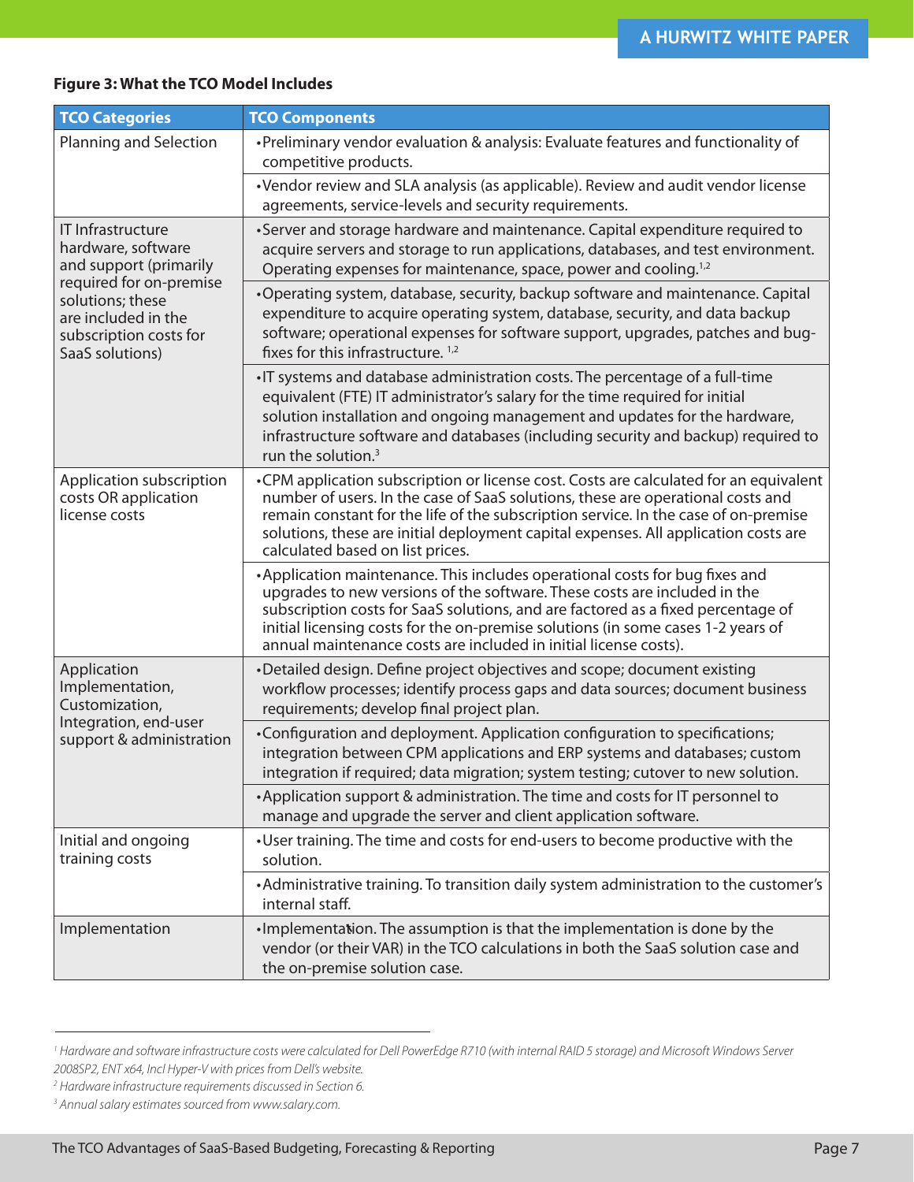**Figure 3: What the TCO Model Includes**

| TCO Categories | TCO Components |
|---|---|
| Planning and Selection | • Preliminary vendor evaluation & analysis: Evaluate features and functionality of competitive products. |
| | • Vendor review and SLA analysis (as applicable). Review and audit vendor license agreements, service-levels and security requirements. |
| IT Infrastructure hardware, software and support (primarily required for on-premise solutions; these are included in the subscription costs for SaaS solutions) | • Server and storage hardware and maintenance. Capital expenditure required to acquire servers and storage to run applications, databases, and test environment. Operating expenses for maintenance, space, power and cooling.[1,2] |
| | • Operating system, database, security, backup software and maintenance. Capital expenditure to acquire operating system, database, security, and data backup software; operational expenses for software support, upgrades, patches and bug-fixes for this infrastructure. [1,2] |
| | • IT systems and database administration costs. The percentage of a full-time equivalent (FTE) IT administrator's salary for the time required for initial solution installation and ongoing management and updates for the hardware, infrastructure software and databases (including security and backup) required to run the solution.[3] |
| Application subscription costs OR application license costs | • CPM application subscription or license cost. Costs are calculated for an equivalent number of users. In the case of SaaS solutions, these are operational costs and remain constant for the life of the subscription service. In the case of on-premise solutions, these are initial deployment capital expenses. All application costs are calculated based on list prices. |
| | • Application maintenance. This includes operational costs for bug fixes and upgrades to new versions of the software. These costs are included in the subscription costs for SaaS solutions, and are factored as a fixed percentage of initial licensing costs for the on-premise solutions (in some cases 1-2 years of annual maintenance costs are included in initial license costs). |
| Application Implementation, Customization, Integration, end-user support & administration | • Detailed design. Define project objectives and scope; document existing workflow processes; identify process gaps and data sources; document business requirements; develop final project plan. |
| | • Configuration and deployment. Application configuration to specifications; integration between CPM applications and ERP systems and databases; custom integration if required; data migration; system testing; cutover to new solution. |
| | • Application support & administration. The time and costs for IT personnel to manage and upgrade the server and client application software. |
| Initial and ongoing training costs | • User training. The time and costs for end-users to become productive with the solution. |
| | • Administrative training. To transition daily system administration to the customer's internal staff. |
| Implementation | • Implementation. The assumption is that the implementation is done by the vendor (or their VAR) in the TCO calculations in both the SaaS solution case and the on-premise solution case. |

---

[1] *Hardware and software infrastructure costs were calculated for Dell PowerEdge R710 (with internal RAID 5 storage) and Microsoft Windows Server 2008SP2, ENT x64, Incl Hyper-V with prices from Dell's website.*

[2] *Hardware infrastructure requirements discussed in Section 6.*

[3] *Annual salary estimates sourced from www.salary.com.*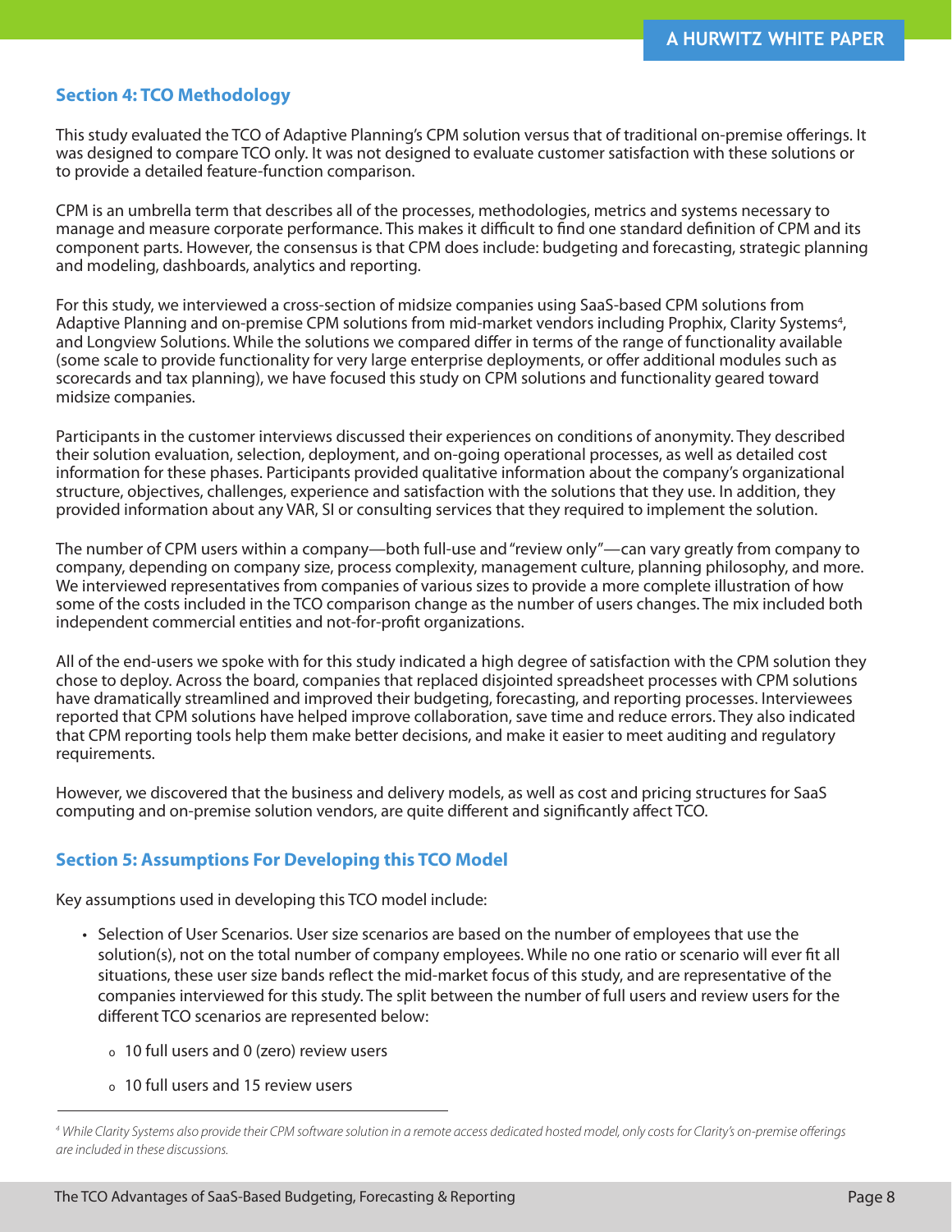## Section 4: TCO Methodology

This study evaluated the TCO of Adaptive Planning's CPM solution versus that of traditional on-premise offerings. It was designed to compare TCO only. It was not designed to evaluate customer satisfaction with these solutions or to provide a detailed feature-function comparison.

CPM is an umbrella term that describes all of the processes, methodologies, metrics and systems necessary to manage and measure corporate performance. This makes it difficult to find one standard definition of CPM and its component parts. However, the consensus is that CPM does include: budgeting and forecasting, strategic planning and modeling, dashboards, analytics and reporting.

For this study, we interviewed a cross-section of midsize companies using SaaS-based CPM solutions from Adaptive Planning and on-premise CPM solutions from mid-market vendors including Prophix, Clarity Systems[4], and Longview Solutions. While the solutions we compared differ in terms of the range of functionality available (some scale to provide functionality for very large enterprise deployments, or offer additional modules such as scorecards and tax planning), we have focused this study on CPM solutions and functionality geared toward midsize companies.

Participants in the customer interviews discussed their experiences on conditions of anonymity. They described their solution evaluation, selection, deployment, and on-going operational processes, as well as detailed cost information for these phases. Participants provided qualitative information about the company's organizational structure, objectives, challenges, experience and satisfaction with the solutions that they use. In addition, they provided information about any VAR, SI or consulting services that they required to implement the solution.

The number of CPM users within a company—both full-use and "review only"—can vary greatly from company to company, depending on company size, process complexity, management culture, planning philosophy, and more. We interviewed representatives from companies of various sizes to provide a more complete illustration of how some of the costs included in the TCO comparison change as the number of users changes. The mix included both independent commercial entities and not-for-profit organizations.

All of the end-users we spoke with for this study indicated a high degree of satisfaction with the CPM solution they chose to deploy. Across the board, companies that replaced disjointed spreadsheet processes with CPM solutions have dramatically streamlined and improved their budgeting, forecasting, and reporting processes. Interviewees reported that CPM solutions have helped improve collaboration, save time and reduce errors. They also indicated that CPM reporting tools help them make better decisions, and make it easier to meet auditing and regulatory requirements.

However, we discovered that the business and delivery models, as well as cost and pricing structures for SaaS computing and on-premise solution vendors, are quite different and significantly affect TCO.

## Section 5: Assumptions For Developing this TCO Model

Key assumptions used in developing this TCO model include:

- Selection of User Scenarios. User size scenarios are based on the number of employees that use the solution(s), not on the total number of company employees. While no one ratio or scenario will ever fit all situations, these user size bands reflect the mid-market focus of this study, and are representative of the companies interviewed for this study. The split between the number of full users and review users for the different TCO scenarios are represented below:
  - 10 full users and 0 (zero) review users
  - 10 full users and 15 review users

[4] *While Clarity Systems also provide their CPM software solution in a remote access dedicated hosted model, only costs for Clarity's on-premise offerings are included in these discussions.*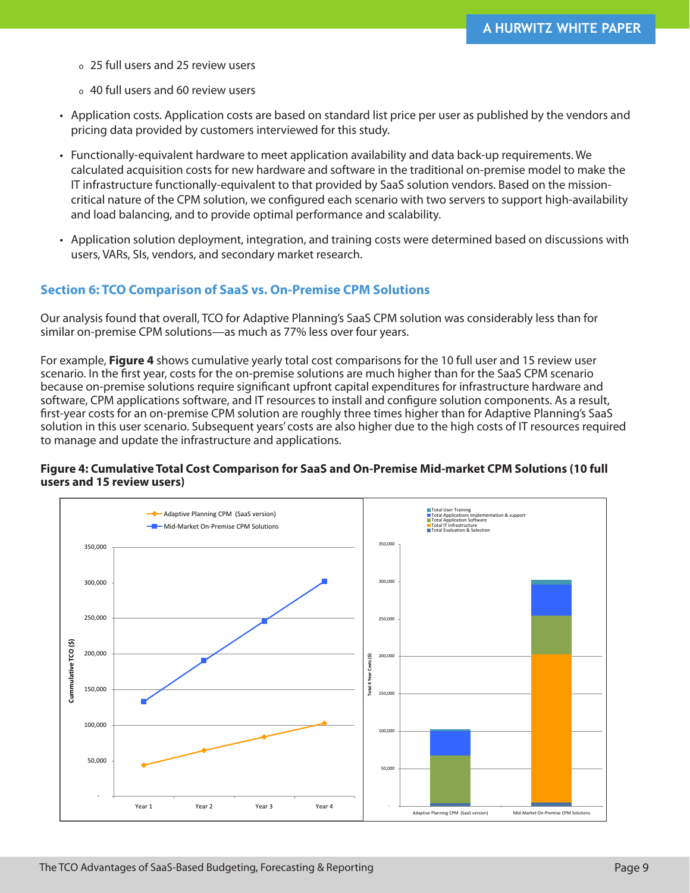- 25 full users and 25 review users
- 40 full users and 60 review users

- Application costs. Application costs are based on standard list price per user as published by the vendors and pricing data provided by customers interviewed for this study.
- Functionally-equivalent hardware to meet application availability and data back-up requirements. We calculated acquisition costs for new hardware and software in the traditional on-premise model to make the IT infrastructure functionally-equivalent to that provided by SaaS solution vendors. Based on the mission-critical nature of the CPM solution, we configured each scenario with two servers to support high-availability and load balancing, and to provide optimal performance and scalability.
- Application solution deployment, integration, and training costs were determined based on discussions with users, VARs, SIs, vendors, and secondary market research.

## Section 6: TCO Comparison of SaaS vs. On-Premise CPM Solutions

Our analysis found that overall, TCO for Adaptive Planning's SaaS CPM solution was considerably less than for similar on-premise CPM solutions—as much as 77% less over four years.

For example, **Figure 4** shows cumulative yearly total cost comparisons for the 10 full user and 15 review user scenario. In the first year, costs for the on-premise solutions are much higher than for the SaaS CPM scenario because on-premise solutions require significant upfront capital expenditures for infrastructure hardware and software, CPM applications software, and IT resources to install and configure solution components. As a result, first-year costs for an on-premise CPM solution are roughly three times higher than for Adaptive Planning's SaaS solution in this user scenario. Subsequent years' costs are also higher due to the high costs of IT resources required to manage and update the infrastructure and applications.

**Figure 4: Cumulative Total Cost Comparison for SaaS and On-Premise Mid-market CPM Solutions (10 full users and 15 review users)**

Adaptive Planning CPM (SaaS version)
Mid-Market On-Premise CPM Solutions
Cummulative TCO ($)
350,000
300,000
250,000
200,000
150,000
100,000
50,000
-
Year 1
Year 2
Year 3
Year 4

Total User Training
Total Applications Implementation & support
Total Application Software
Total IT Infrastructure
Total Evaluation & Selection
Total 4 Year Costs ($)
350,000
300,000
250,000
200,000
150,000
100,000
50,000
-
Adaptive Planning CPM (SaaS version)
Mid-Market On-Premise CPM Solutions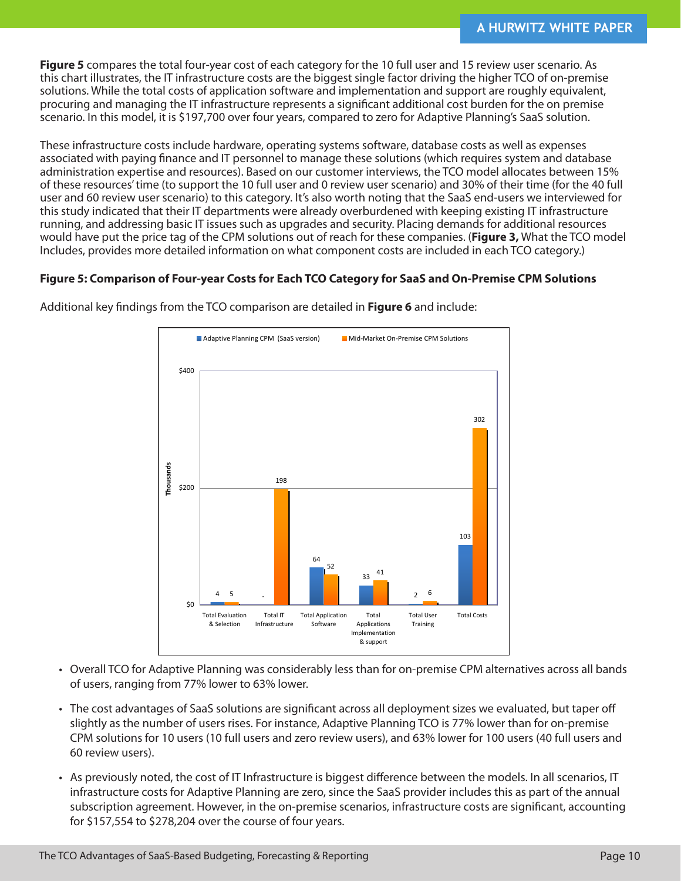**Figure 5** compares the total four-year cost of each category for the 10 full user and 15 review user scenario. As this chart illustrates, the IT infrastructure costs are the biggest single factor driving the higher TCO of on-premise solutions. While the total costs of application software and implementation and support are roughly equivalent, procuring and managing the IT infrastructure represents a significant additional cost burden for the on premise scenario. In this model, it is $197,700 over four years, compared to zero for Adaptive Planning's SaaS solution.

These infrastructure costs include hardware, operating systems software, database costs as well as expenses associated with paying finance and IT personnel to manage these solutions (which requires system and database administration expertise and resources). Based on our customer interviews, the TCO model allocates between 15% of these resources' time (to support the 10 full user and 0 review user scenario) and 30% of their time (for the 40 full user and 60 review user scenario) to this category. It's also worth noting that the SaaS end-users we interviewed for this study indicated that their IT departments were already overburdened with keeping existing IT infrastructure running, and addressing basic IT issues such as upgrades and security. Placing demands for additional resources would have put the price tag of the CPM solutions out of reach for these companies. (**Figure 3,** What the TCO model Includes, provides more detailed information on what component costs are included in each TCO category.)

**Figure 5: Comparison of Four-year Costs for Each TCO Category for SaaS and On-Premise CPM Solutions**

Additional key findings from the TCO comparison are detailed in **Figure 6** and include:

Adaptive Planning CPM (SaaS version)
Mid-Market On-Premise CPM Solutions

Thousands
$400
$200
$0

Total Evaluation & Selection: 4, 5
Total IT Infrastructure: -, 198
Total Application Software: 64, 52
Total Applications Implementation & support: 33, 41
Total User Training: 2, 6
Total Costs: 103, 302

- Overall TCO for Adaptive Planning was considerably less than for on-premise CPM alternatives across all bands of users, ranging from 77% lower to 63% lower.
- The cost advantages of SaaS solutions are significant across all deployment sizes we evaluated, but taper off slightly as the number of users rises. For instance, Adaptive Planning TCO is 77% lower than for on-premise CPM solutions for 10 users (10 full users and zero review users), and 63% lower for 100 users (40 full users and 60 review users).
- As previously noted, the cost of IT Infrastructure is biggest difference between the models. In all scenarios, IT infrastructure costs for Adaptive Planning are zero, since the SaaS provider includes this as part of the annual subscription agreement. However, in the on-premise scenarios, infrastructure costs are significant, accounting for $157,554 to $278,204 over the course of four years.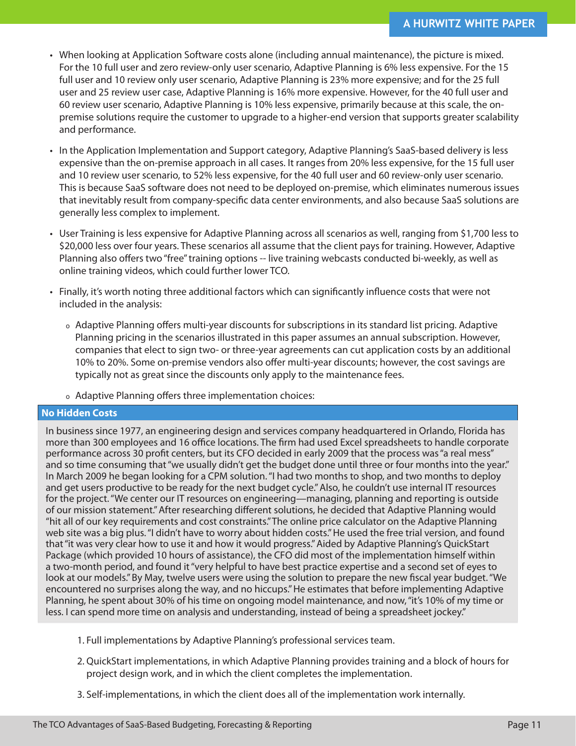- When looking at Application Software costs alone (including annual maintenance), the picture is mixed. For the 10 full user and zero review-only user scenario, Adaptive Planning is 6% less expensive. For the 15 full user and 10 review only user scenario, Adaptive Planning is 23% more expensive; and for the 25 full user and 25 review user case, Adaptive Planning is 16% more expensive. However, for the 40 full user and 60 review user scenario, Adaptive Planning is 10% less expensive, primarily because at this scale, the on-premise solutions require the customer to upgrade to a higher-end version that supports greater scalability and performance.
- In the Application Implementation and Support category, Adaptive Planning's SaaS-based delivery is less expensive than the on-premise approach in all cases. It ranges from 20% less expensive, for the 15 full user and 10 review user scenario, to 52% less expensive, for the 40 full user and 60 review-only user scenario. This is because SaaS software does not need to be deployed on-premise, which eliminates numerous issues that inevitably result from company-specific data center environments, and also because SaaS solutions are generally less complex to implement.
- User Training is less expensive for Adaptive Planning across all scenarios as well, ranging from $1,700 less to $20,000 less over four years. These scenarios all assume that the client pays for training. However, Adaptive Planning also offers two "free" training options -- live training webcasts conducted bi-weekly, as well as online training videos, which could further lower TCO.
- Finally, it's worth noting three additional factors which can significantly influence costs that were not included in the analysis:
  - Adaptive Planning offers multi-year discounts for subscriptions in its standard list pricing. Adaptive Planning pricing in the scenarios illustrated in this paper assumes an annual subscription. However, companies that elect to sign two- or three-year agreements can cut application costs by an additional 10% to 20%. Some on-premise vendors also offer multi-year discounts; however, the cost savings are typically not as great since the discounts only apply to the maintenance fees.
  - Adaptive Planning offers three implementation choices:

**No Hidden Costs**

In business since 1977, an engineering design and services company headquartered in Orlando, Florida has more than 300 employees and 16 office locations. The firm had used Excel spreadsheets to handle corporate performance across 30 profit centers, but its CFO decided in early 2009 that the process was "a real mess" and so time consuming that "we usually didn't get the budget done until three or four months into the year." In March 2009 he began looking for a CPM solution. "I had two months to shop, and two months to deploy and get users productive to be ready for the next budget cycle." Also, he couldn't use internal IT resources for the project. "We center our IT resources on engineering—managing, planning and reporting is outside of our mission statement." After researching different solutions, he decided that Adaptive Planning would "hit all of our key requirements and cost constraints." The online price calculator on the Adaptive Planning web site was a big plus. "I didn't have to worry about hidden costs." He used the free trial version, and found that "it was very clear how to use it and how it would progress." Aided by Adaptive Planning's QuickStart Package (which provided 10 hours of assistance), the CFO did most of the implementation himself within a two-month period, and found it "very helpful to have best practice expertise and a second set of eyes to look at our models." By May, twelve users were using the solution to prepare the new fiscal year budget. "We encountered no surprises along the way, and no hiccups." He estimates that before implementing Adaptive Planning, he spent about 30% of his time on ongoing model maintenance, and now, "it's 10% of my time or less. I can spend more time on analysis and understanding, instead of being a spreadsheet jockey."

1. Full implementations by Adaptive Planning's professional services team.
2. QuickStart implementations, in which Adaptive Planning provides training and a block of hours for project design work, and in which the client completes the implementation.
3. Self-implementations, in which the client does all of the implementation work internally.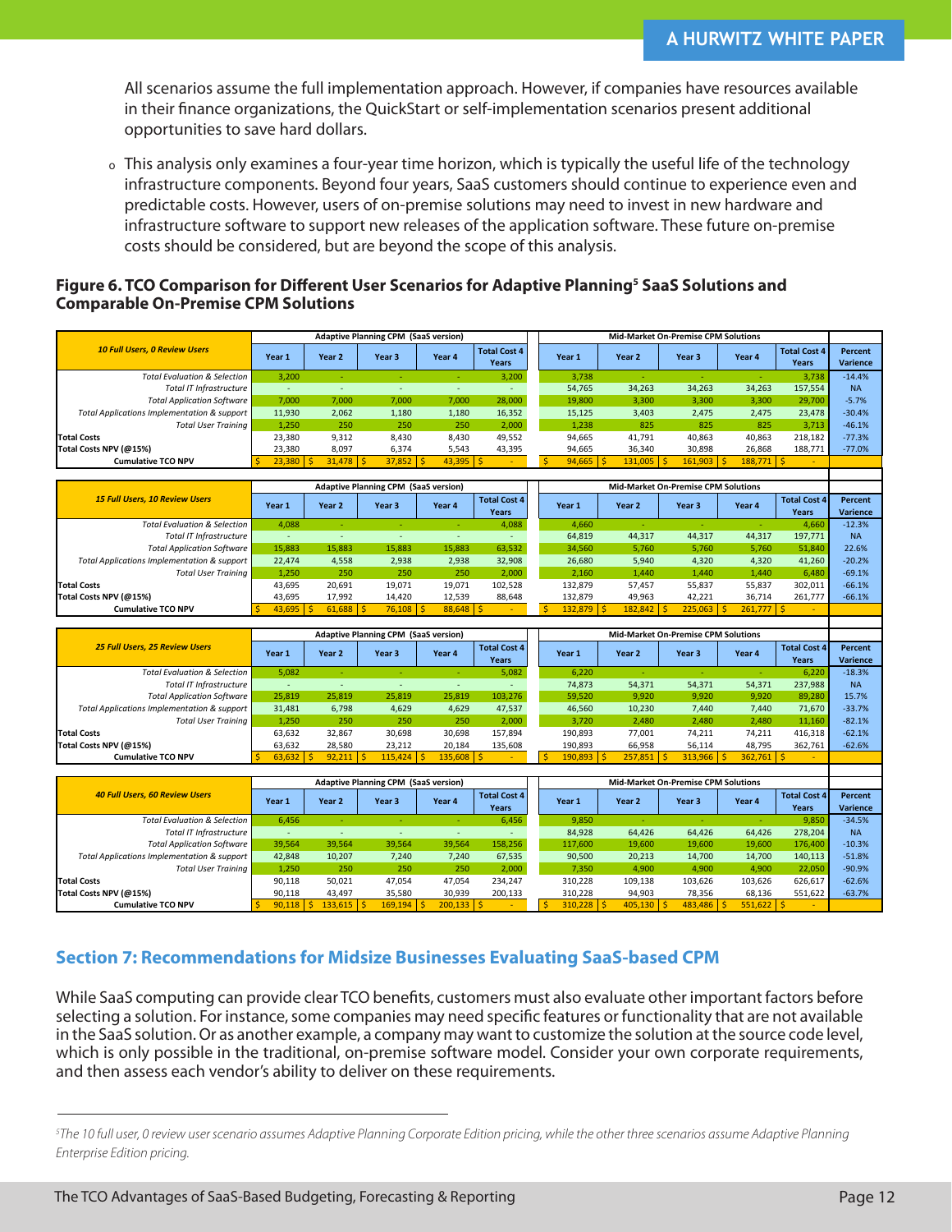All scenarios assume the full implementation approach. However, if companies have resources available in their finance organizations, the QuickStart or self-implementation scenarios present additional opportunities to save hard dollars.

- This analysis only examines a four-year time horizon, which is typically the useful life of the technology infrastructure components. Beyond four years, SaaS customers should continue to experience even and predictable costs. However, users of on-premise solutions may need to invest in new hardware and infrastructure software to support new releases of the application software. These future on-premise costs should be considered, but are beyond the scope of this analysis.

**Figure 6. TCO Comparison for Different User Scenarios for Adaptive Planning[5] SaaS Solutions and Comparable On-Premise CPM Solutions**

| 10 Full Users, 0 Review Users | Adaptive Planning CPM (SaaS version) | | | | | Mid-Market On-Premise CPM Solutions | | | | | |
|---|---|---|---|---|---|---|---|---|---|---|---|
| | Year 1 | Year 2 | Year 3 | Year 4 | Total Cost 4 Years | Year 1 | Year 2 | Year 3 | Year 4 | Total Cost 4 Years | Percent Varience |
| Total Evaluation & Selection | 3,200 | - | - | - | 3,200 | 3,738 | - | - | - | 3,738 | -14.4% |
| Total IT Infrastructure | - | - | - | - | - | 54,765 | 34,263 | 34,263 | 34,263 | 157,554 | NA |
| Total Application Software | 7,000 | 7,000 | 7,000 | 7,000 | 28,000 | 19,800 | 3,300 | 3,300 | 3,300 | 29,700 | -5.7% |
| Total Applications Implementation & support | 11,930 | 2,062 | 1,180 | 1,180 | 16,352 | 15,125 | 3,403 | 2,475 | 2,475 | 23,478 | -30.4% |
| Total User Training | 1,250 | 250 | 250 | 250 | 2,000 | 1,238 | 825 | 825 | 825 | 3,713 | -46.1% |
| Total Costs | 23,380 | 9,312 | 8,430 | 8,430 | 49,552 | 94,665 | 41,791 | 40,863 | 40,863 | 218,182 | -77.3% |
| Total Costs NPV (@15%) | 23,380 | 8,097 | 6,374 | 5,543 | 43,395 | 94,665 | 36,340 | 30,898 | 26,868 | 188,771 | -77.0% |
| Cumulative TCO NPV | $ 23,380 | $ 31,478 | $ 37,852 | $ 43,395 | $ - | $ 94,665 | $ 131,005 | $ 161,903 | $ 188,771 | $ - | |

| 15 Full Users, 10 Review Users | Adaptive Planning CPM (SaaS version) | | | | | Mid-Market On-Premise CPM Solutions | | | | | |
|---|---|---|---|---|---|---|---|---|---|---|---|
| | Year 1 | Year 2 | Year 3 | Year 4 | Total Cost 4 Years | Year 1 | Year 2 | Year 3 | Year 4 | Total Cost 4 Years | Percent Varience |
| Total Evaluation & Selection | 4,088 | - | - | - | 4,088 | 4,660 | - | - | - | 4,660 | -12.3% |
| Total IT Infrastructure | - | - | - | - | - | 64,819 | 44,317 | 44,317 | 44,317 | 197,771 | NA |
| Total Application Software | 15,883 | 15,883 | 15,883 | 15,883 | 63,532 | 34,560 | 5,760 | 5,760 | 5,760 | 51,840 | 22.6% |
| Total Applications Implementation & support | 22,474 | 4,558 | 2,938 | 2,938 | 32,908 | 26,680 | 5,940 | 4,320 | 4,320 | 41,260 | -20.2% |
| Total User Training | 1,250 | 250 | 250 | 250 | 2,000 | 2,160 | 1,440 | 1,440 | 1,440 | 6,480 | -69.1% |
| Total Costs | 43,695 | 20,691 | 19,071 | 19,071 | 102,528 | 132,879 | 57,457 | 55,837 | 55,837 | 302,011 | -66.1% |
| Total Costs NPV (@15%) | 43,695 | 17,992 | 14,420 | 12,539 | 88,648 | 132,879 | 49,963 | 42,221 | 36,714 | 261,777 | -66.1% |
| Cumulative TCO NPV | $ 43,695 | $ 61,688 | $ 76,108 | $ 88,648 | $ - | $ 132,879 | $ 182,842 | $ 225,063 | $ 261,777 | $ - | |

| 25 Full Users, 25 Review Users | Adaptive Planning CPM (SaaS version) | | | | | Mid-Market On-Premise CPM Solutions | | | | | |
|---|---|---|---|---|---|---|---|---|---|---|---|
| | Year 1 | Year 2 | Year 3 | Year 4 | Total Cost 4 Years | Year 1 | Year 2 | Year 3 | Year 4 | Total Cost 4 Years | Percent Varience |
| Total Evaluation & Selection | 5,082 | - | - | - | 5,082 | 6,220 | - | - | - | 6,220 | -18.3% |
| Total IT Infrastructure | - | - | - | - | - | 74,873 | 54,371 | 54,371 | 54,371 | 237,988 | NA |
| Total Application Software | 25,819 | 25,819 | 25,819 | 25,819 | 103,276 | 59,520 | 9,920 | 9,920 | 9,920 | 89,280 | 15.7% |
| Total Applications Implementation & support | 31,481 | 6,798 | 4,629 | 4,629 | 47,537 | 46,560 | 10,230 | 7,440 | 7,440 | 71,670 | -33.7% |
| Total User Training | 1,250 | 250 | 250 | 250 | 2,000 | 3,720 | 2,480 | 2,480 | 2,480 | 11,160 | -82.1% |
| Total Costs | 63,632 | 32,867 | 30,698 | 30,698 | 157,894 | 190,893 | 77,001 | 74,211 | 74,211 | 416,318 | -62.1% |
| Total Costs NPV (@15%) | 63,632 | 28,580 | 23,212 | 20,184 | 135,608 | 190,893 | 66,958 | 56,114 | 48,795 | 362,761 | -62.6% |
| Cumulative TCO NPV | $ 63,632 | $ 92,211 | $ 115,424 | $ 135,608 | $ - | $ 190,893 | $ 257,851 | $ 313,966 | $ 362,761 | $ - | |

| 40 Full Users, 60 Review Users | Adaptive Planning CPM (SaaS version) | | | | | Mid-Market On-Premise CPM Solutions | | | | | |
|---|---|---|---|---|---|---|---|---|---|---|---|
| | Year 1 | Year 2 | Year 3 | Year 4 | Total Cost 4 Years | Year 1 | Year 2 | Year 3 | Year 4 | Total Cost 4 Years | Percent Varience |
| Total Evaluation & Selection | 6,456 | - | - | - | 6,456 | 9,850 | - | - | - | 9,850 | -34.5% |
| Total IT Infrastructure | - | - | - | - | - | 84,928 | 64,426 | 64,426 | 64,426 | 278,204 | NA |
| Total Application Software | 39,564 | 39,564 | 39,564 | 39,564 | 158,256 | 117,600 | 19,600 | 19,600 | 19,600 | 176,400 | -10.3% |
| Total Applications Implementation & support | 42,848 | 10,207 | 7,240 | 7,240 | 67,535 | 90,500 | 20,213 | 14,700 | 14,700 | 140,113 | -51.8% |
| Total User Training | 1,250 | 250 | 250 | 250 | 2,000 | 7,350 | 4,900 | 4,900 | 4,900 | 22,050 | -90.9% |
| Total Costs | 90,118 | 50,021 | 47,054 | 47,054 | 234,247 | 310,228 | 109,138 | 103,626 | 103,626 | 626,617 | -62.6% |
| Total Costs NPV (@15%) | 90,118 | 43,497 | 35,580 | 30,939 | 200,133 | 310,228 | 94,903 | 78,356 | 68,136 | 551,622 | -63.7% |
| Cumulative TCO NPV | $ 90,118 | $ 133,615 | $ 169,194 | $ 200,133 | $ - | $ 310,228 | $ 405,130 | $ 483,486 | $ 551,622 | $ - | |

## Section 7: Recommendations for Midsize Businesses Evaluating SaaS-based CPM

While SaaS computing can provide clear TCO benefits, customers must also evaluate other important factors before selecting a solution. For instance, some companies may need specific features or functionality that are not available in the SaaS solution. Or as another example, a company may want to customize the solution at the source code level, which is only possible in the traditional, on-premise software model. Consider your own corporate requirements, and then assess each vendor's ability to deliver on these requirements.

---

[5] *The 10 full user, 0 review user scenario assumes Adaptive Planning Corporate Edition pricing, while the other three scenarios assume Adaptive Planning Enterprise Edition pricing.*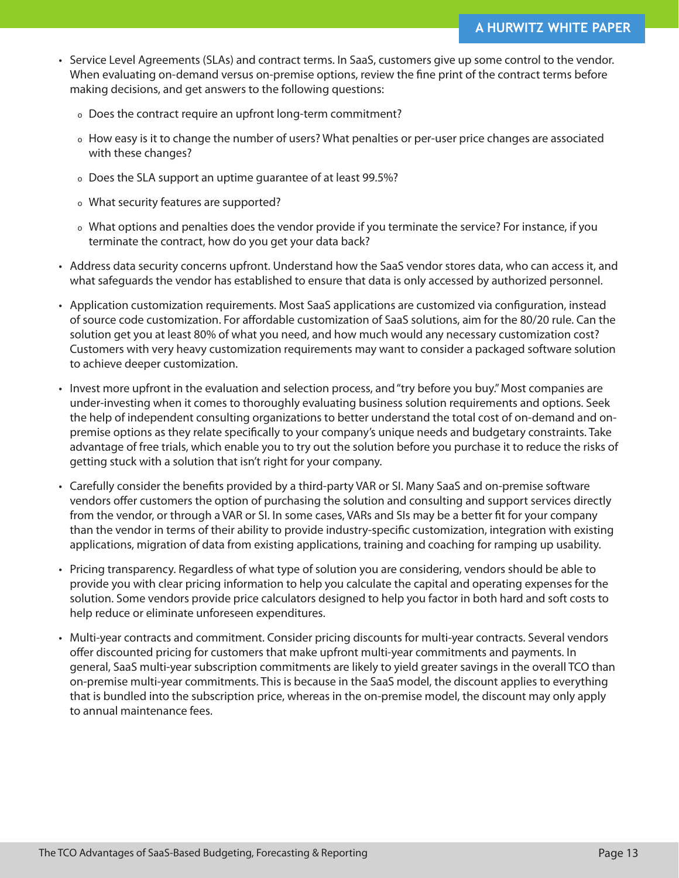- Service Level Agreements (SLAs) and contract terms. In SaaS, customers give up some control to the vendor. When evaluating on-demand versus on-premise options, review the fine print of the contract terms before making decisions, and get answers to the following questions:
  - Does the contract require an upfront long-term commitment?
  - How easy is it to change the number of users? What penalties or per-user price changes are associated with these changes?
  - Does the SLA support an uptime guarantee of at least 99.5%?
  - What security features are supported?
  - What options and penalties does the vendor provide if you terminate the service? For instance, if you terminate the contract, how do you get your data back?
- Address data security concerns upfront. Understand how the SaaS vendor stores data, who can access it, and what safeguards the vendor has established to ensure that data is only accessed by authorized personnel.
- Application customization requirements. Most SaaS applications are customized via configuration, instead of source code customization. For affordable customization of SaaS solutions, aim for the 80/20 rule. Can the solution get you at least 80% of what you need, and how much would any necessary customization cost? Customers with very heavy customization requirements may want to consider a packaged software solution to achieve deeper customization.
- Invest more upfront in the evaluation and selection process, and "try before you buy." Most companies are under-investing when it comes to thoroughly evaluating business solution requirements and options. Seek the help of independent consulting organizations to better understand the total cost of on-demand and on-premise options as they relate specifically to your company's unique needs and budgetary constraints. Take advantage of free trials, which enable you to try out the solution before you purchase it to reduce the risks of getting stuck with a solution that isn't right for your company.
- Carefully consider the benefits provided by a third-party VAR or SI. Many SaaS and on-premise software vendors offer customers the option of purchasing the solution and consulting and support services directly from the vendor, or through a VAR or SI. In some cases, VARs and SIs may be a better fit for your company than the vendor in terms of their ability to provide industry-specific customization, integration with existing applications, migration of data from existing applications, training and coaching for ramping up usability.
- Pricing transparency. Regardless of what type of solution you are considering, vendors should be able to provide you with clear pricing information to help you calculate the capital and operating expenses for the solution. Some vendors provide price calculators designed to help you factor in both hard and soft costs to help reduce or eliminate unforeseen expenditures.
- Multi-year contracts and commitment. Consider pricing discounts for multi-year contracts. Several vendors offer discounted pricing for customers that make upfront multi-year commitments and payments. In general, SaaS multi-year subscription commitments are likely to yield greater savings in the overall TCO than on-premise multi-year commitments. This is because in the SaaS model, the discount applies to everything that is bundled into the subscription price, whereas in the on-premise model, the discount may only apply to annual maintenance fees.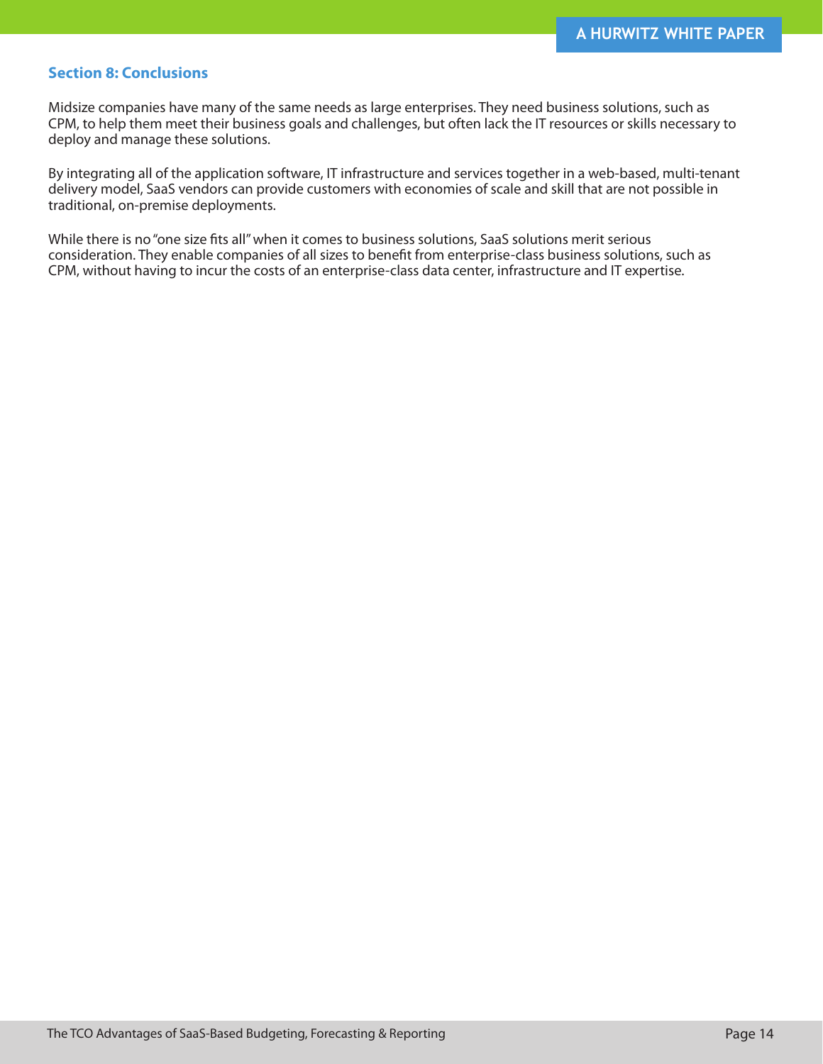## Section 8: Conclusions

Midsize companies have many of the same needs as large enterprises. They need business solutions, such as CPM, to help them meet their business goals and challenges, but often lack the IT resources or skills necessary to deploy and manage these solutions.

By integrating all of the application software, IT infrastructure and services together in a web-based, multi-tenant delivery model, SaaS vendors can provide customers with economies of scale and skill that are not possible in traditional, on-premise deployments.

While there is no "one size fits all" when it comes to business solutions, SaaS solutions merit serious consideration. They enable companies of all sizes to benefit from enterprise-class business solutions, such as CPM, without having to incur the costs of an enterprise-class data center, infrastructure and IT expertise.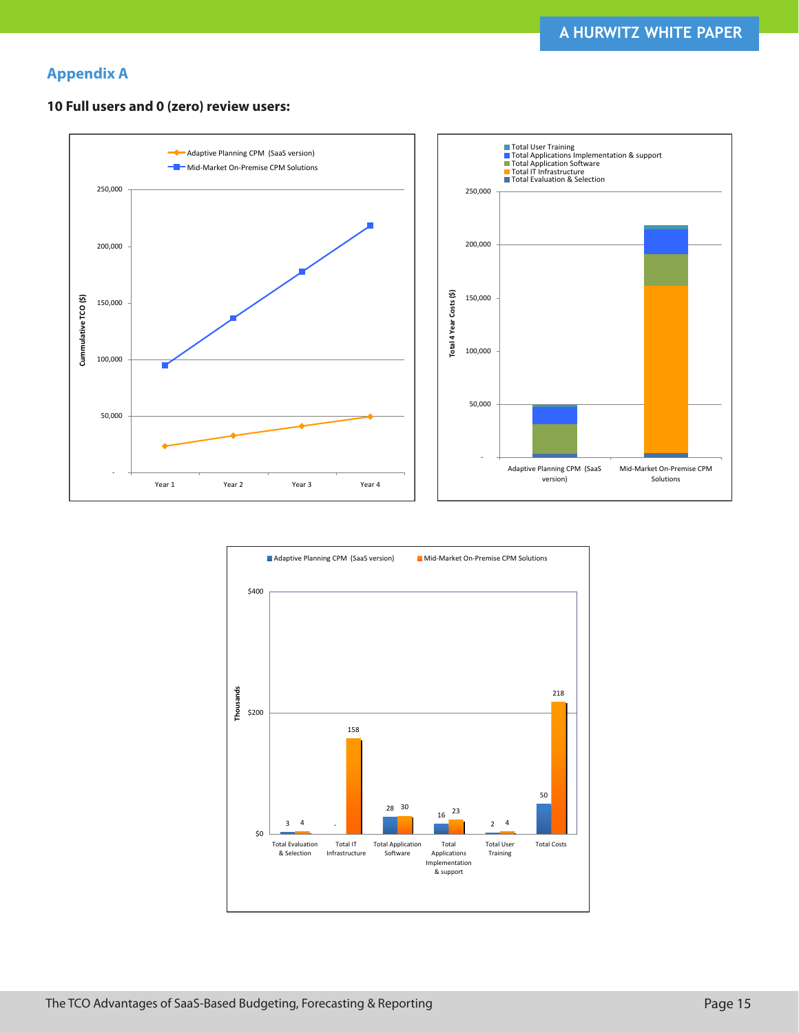## Appendix A

**10 Full users and 0 (zero) review users:**

Adaptive Planning CPM (SaaS version)
Mid-Market On-Premise CPM Solutions
Cummulative TCO ($)
250,000
200,000
150,000
100,000
50,000
-
Year 1
Year 2
Year 3
Year 4

Total User Training
Total Applications Implementation & support
Total Application Software
Total IT Infrastructure
Total Evaluation & Selection
Total 4 Year Costs ($)
250,000
200,000
150,000
100,000
50,000
-
Adaptive Planning CPM (SaaS version)
Mid-Market On-Premise CPM Solutions

Adaptive Planning CPM (SaaS version)
Mid-Market On-Premise CPM Solutions
Thousands
$400
$200
$0
3 4
-
158
28 30
16 23
2 4
50
218
Total Evaluation & Selection
Total IT Infrastructure
Total Application Software
Total Applications Implementation & support
Total User Training
Total Costs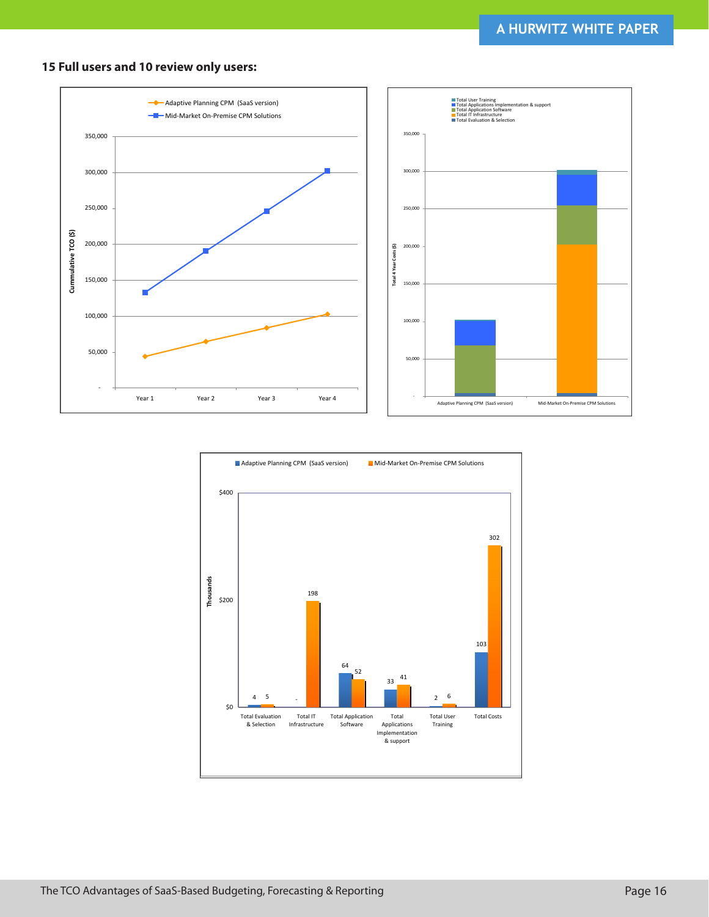### 15 Full users and 10 review only users:

Adaptive Planning CPM (SaaS version)
Mid-Market On-Premise CPM Solutions

Cummulative TCO ($)

350,000
300,000
250,000
200,000
150,000
100,000
50,000
-

Year 1
Year 2
Year 3
Year 4

Total User Training
Total Applications Implementation & support
Total Application Software
Total IT Infrastructure
Total Evaluation & Selection

Total 4 Year Costs ($)

350,000
300,000
250,000
200,000
150,000
100,000
50,000
-

Adaptive Planning CPM (SaaS version)
Mid-Market On-Premise CPM Solutions

Adaptive Planning CPM (SaaS version)
Mid-Market On-Premise CPM Solutions

Thousands

$400
$200
$0

4
5
-
198
64
52
33
41
2
6
103
302

Total Evaluation & Selection
Total IT Infrastructure
Total Application Software
Total Applications Implementation & support
Total User Training
Total Costs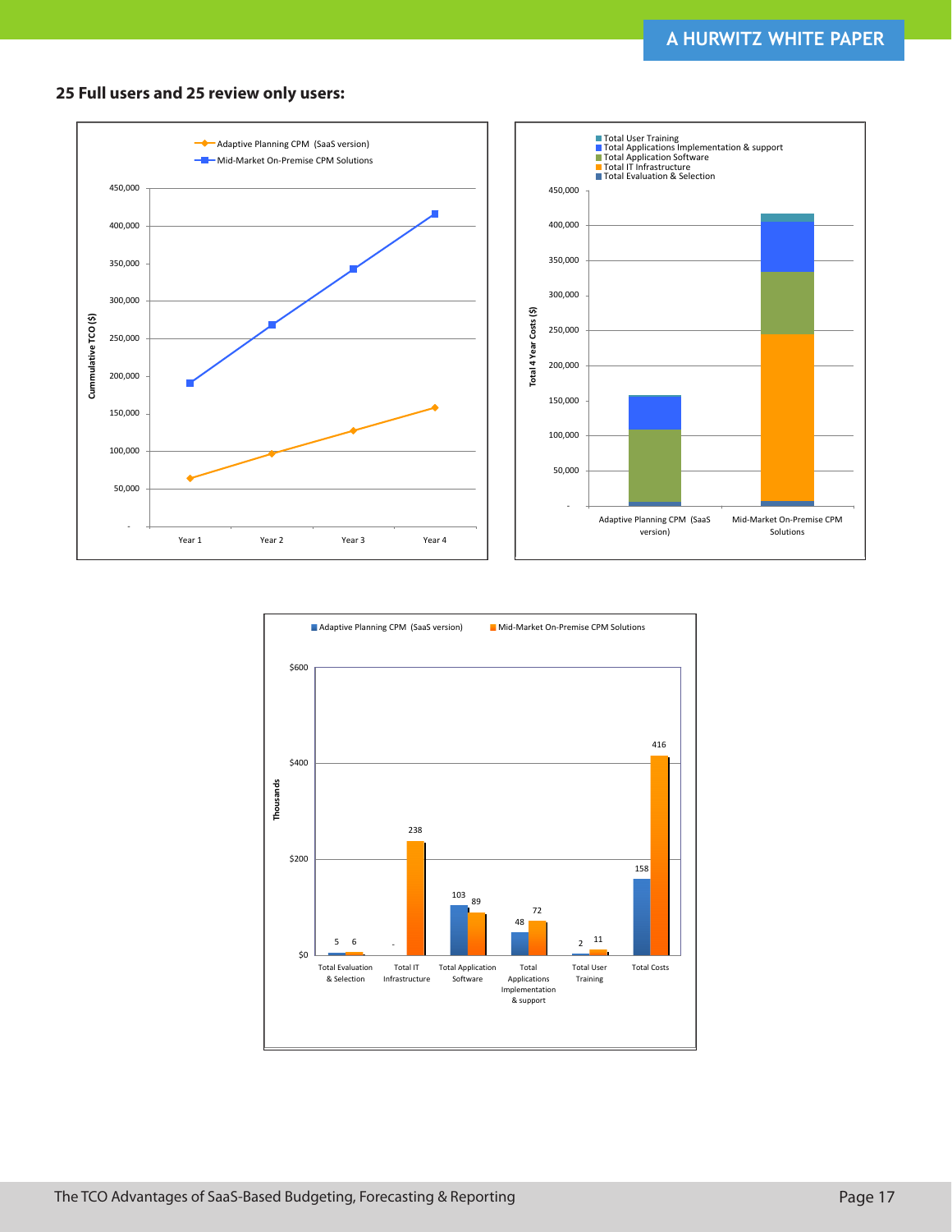**25 Full users and 25 review only users:**

Adaptive Planning CPM (SaaS version)
Mid-Market On-Premise CPM Solutions

Cummulative TCO ($)

450,000
400,000
350,000
300,000
250,000
200,000
150,000
100,000
50,000
-

Year 1
Year 2
Year 3
Year 4

Total User Training
Total Applications Implementation & support
Total Application Software
Total IT Infrastructure
Total Evaluation & Selection

Total 4 Year Costs ($)

450,000
400,000
350,000
300,000
250,000
200,000
150,000
100,000
50,000
-

Adaptive Planning CPM (SaaS version)
Mid-Market On-Premise CPM Solutions

Adaptive Planning CPM (SaaS version)
Mid-Market On-Premise CPM Solutions

Thousands

$600
$400
$200
$0

5
6
-
238
103
89
48
72
2
11
158
416

Total Evaluation & Selection
Total IT Infrastructure
Total Application Software
Total Applications Implementation & support
Total User Training
Total Costs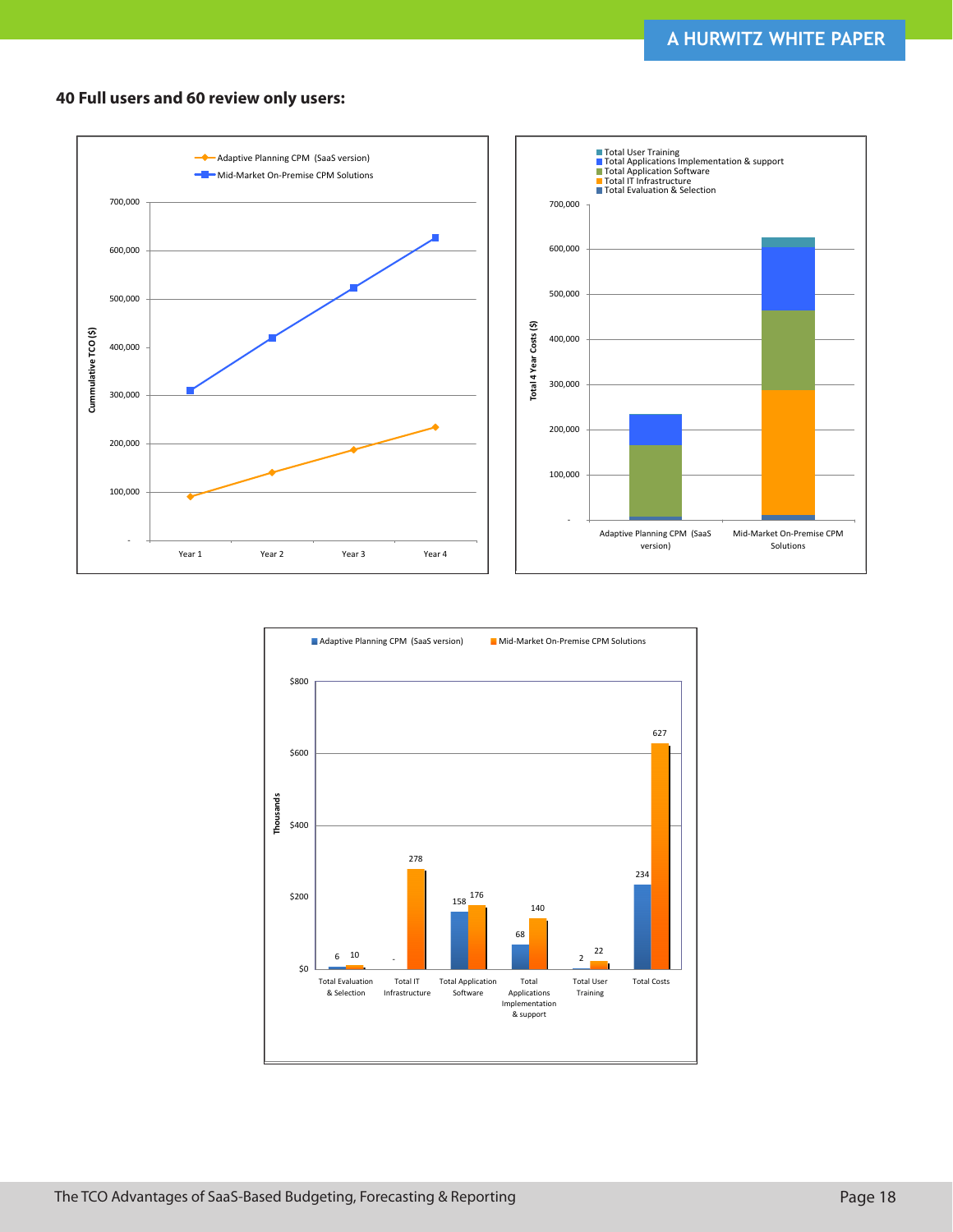**40 Full users and 60 review only users:**

Adaptive Planning CPM (SaaS version)
Mid-Market On-Premise CPM Solutions

700,000
600,000
500,000
400,000
300,000
200,000
100,000
-

Cummulative TCO ($)

Year 1
Year 2
Year 3
Year 4

Total User Training
Total Applications Implementation & support
Total Application Software
Total IT Infrastructure
Total Evaluation & Selection

700,000
600,000
500,000
400,000
300,000
200,000
100,000
-

Total 4 Year Costs ($)

Adaptive Planning CPM (SaaS version)
Mid-Market On-Premise CPM Solutions

Adaptive Planning CPM (SaaS version)
Mid-Market On-Premise CPM Solutions

$800
$600
$400
$200
$0

Thousands

Total Evaluation & Selection: 6, 10
Total IT Infrastructure: -, 278
Total Application Software: 158, 176
Total Applications Implementation & support: 68, 140
Total User Training: 2, 22
Total Costs: 234, 627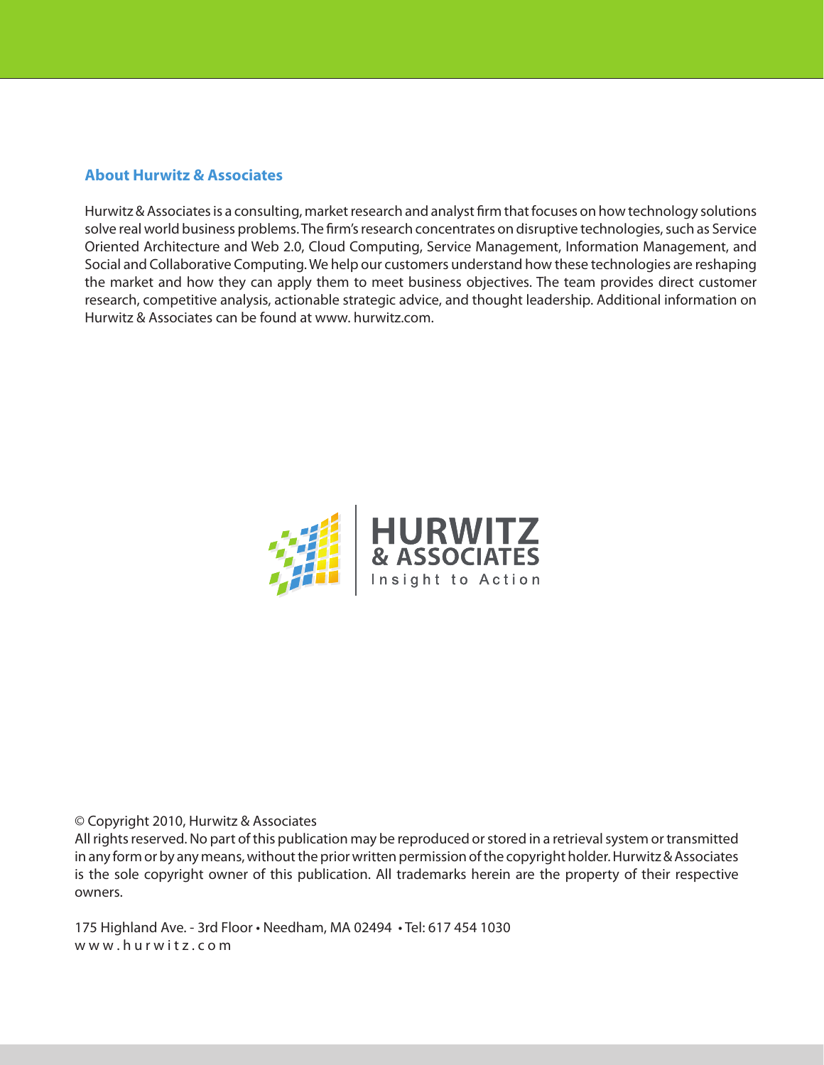## About Hurwitz & Associates

Hurwitz & Associates is a consulting, market research and analyst firm that focuses on how technology solutions solve real world business problems. The firm's research concentrates on disruptive technologies, such as Service Oriented Architecture and Web 2.0, Cloud Computing, Service Management, Information Management, and Social and Collaborative Computing. We help our customers understand how these technologies are reshaping the market and how they can apply them to meet business objectives. The team provides direct customer research, competitive analysis, actionable strategic advice, and thought leadership. Additional information on Hurwitz & Associates can be found at www. hurwitz.com.

HURWITZ
& ASSOCIATES
Insight to Action

© Copyright 2010, Hurwitz & Associates
All rights reserved. No part of this publication may be reproduced or stored in a retrieval system or transmitted in any form or by any means, without the prior written permission of the copyright holder. Hurwitz & Associates is the sole copyright owner of this publication. All trademarks herein are the property of their respective owners.

175 Highland Ave. - 3rd Floor • Needham, MA 02494 • Tel: 617 454 1030
www.hurwitz.com